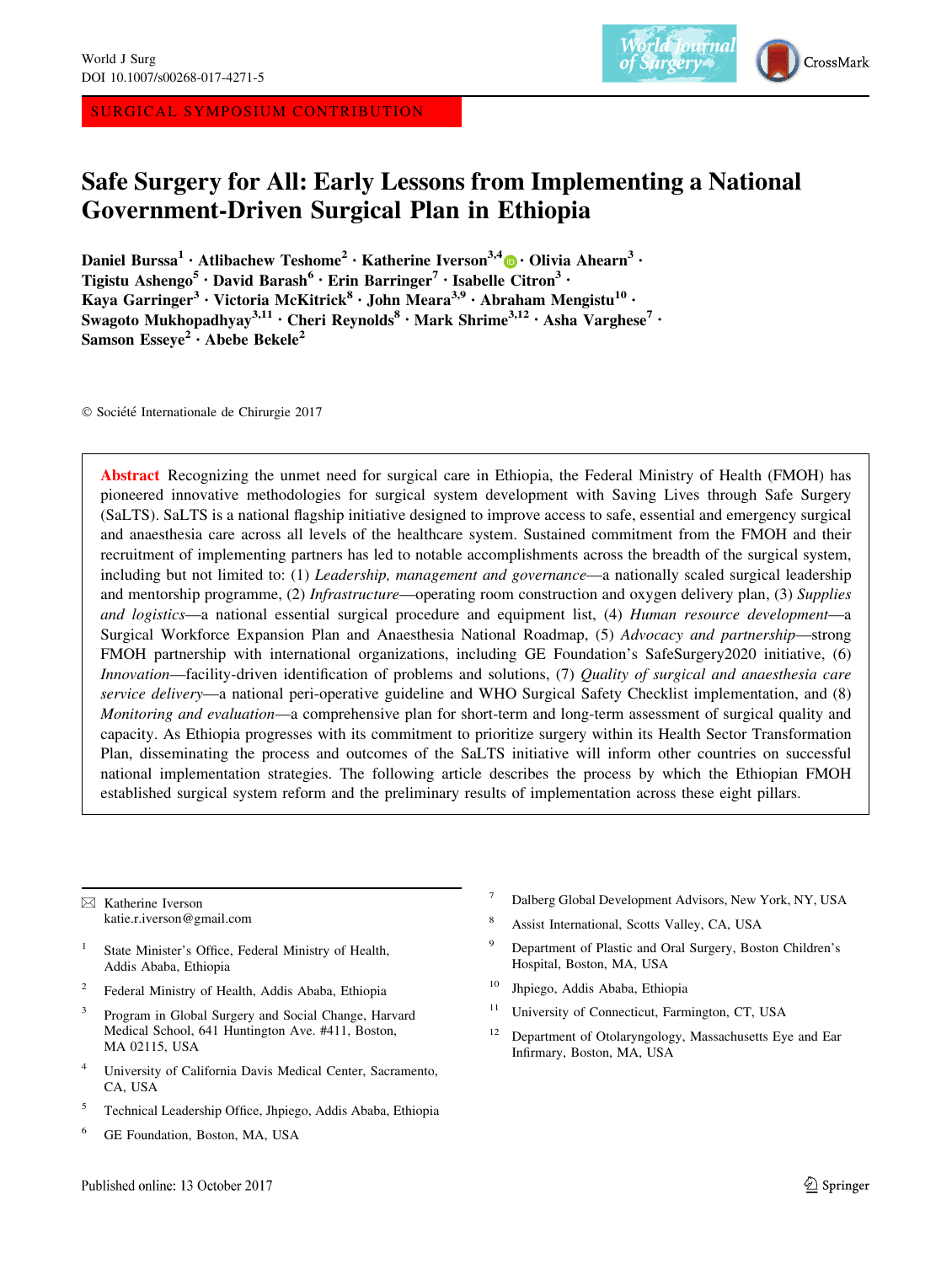SURGICAL SYMPOSIUM CONTRIBUTION

# Safe Surgery for All: Early Lessons from Implementing a National Government-Driven Surgical Plan in Ethiopia

**Daniel Burssa[1] · Atlibachew Teshome[2] · Katherine Iverson[3,4] · Olivia Ahearn[3] · Tigistu Ashengo[5] · David Barash[6] · Erin Barringer[7] · Isabelle Citron[3] · Kaya Garringer[3] · Victoria McKitrick[8] · John Meara[3,9] · Abraham Mengistu[10] · Swagoto Mukhopadhyay[3,11] · Cheri Reynolds[8] · Mark Shrime[3,12] · Asha Varghese[7] · Samson Esseye[2] · Abebe Bekele[2]**

© Société Internationale de Chirurgie 2017

**Abstract** Recognizing the unmet need for surgical care in Ethiopia, the Federal Ministry of Health (FMOH) has pioneered innovative methodologies for surgical system development with Saving Lives through Safe Surgery (SaLTS). SaLTS is a national flagship initiative designed to improve access to safe, essential and emergency surgical and anaesthesia care across all levels of the healthcare system. Sustained commitment from the FMOH and their recruitment of implementing partners has led to notable accomplishments across the breadth of the surgical system, including but not limited to: (1) *Leadership, management and governance*—a nationally scaled surgical leadership and mentorship programme, (2) *Infrastructure*—operating room construction and oxygen delivery plan, (3) *Supplies and logistics*—a national essential surgical procedure and equipment list, (4) *Human resource development*—a Surgical Workforce Expansion Plan and Anaesthesia National Roadmap, (5) *Advocacy and partnership*—strong FMOH partnership with international organizations, including GE Foundation's SafeSurgery2020 initiative, (6) *Innovation*—facility-driven identification of problems and solutions, (7) *Quality of surgical and anaesthesia care service delivery*—a national peri-operative guideline and WHO Surgical Safety Checklist implementation, and (8) *Monitoring and evaluation*—a comprehensive plan for short-term and long-term assessment of surgical quality and capacity. As Ethiopia progresses with its commitment to prioritize surgery within its Health Sector Transformation Plan, disseminating the process and outcomes of the SaLTS initiative will inform other countries on successful national implementation strategies. The following article describes the process by which the Ethiopian FMOH established surgical system reform and the preliminary results of implementation across these eight pillars.

---

✉ Katherine Iverson
katie.r.iverson@gmail.com

[1] State Minister's Office, Federal Ministry of Health, Addis Ababa, Ethiopia

[2] Federal Ministry of Health, Addis Ababa, Ethiopia

[3] Program in Global Surgery and Social Change, Harvard Medical School, 641 Huntington Ave. #411, Boston, MA 02115, USA

[4] University of California Davis Medical Center, Sacramento, CA, USA

[5] Technical Leadership Office, Jhpiego, Addis Ababa, Ethiopia

[6] GE Foundation, Boston, MA, USA

[7] Dalberg Global Development Advisors, New York, NY, USA

[8] Assist International, Scotts Valley, CA, USA

[9] Department of Plastic and Oral Surgery, Boston Children's Hospital, Boston, MA, USA

[10] Jhpiego, Addis Ababa, Ethiopia

[11] University of Connecticut, Farmington, CT, USA

[12] Department of Otolaryngology, Massachusetts Eye and Ear Infirmary, Boston, MA, USA

Published online: 13 October 2017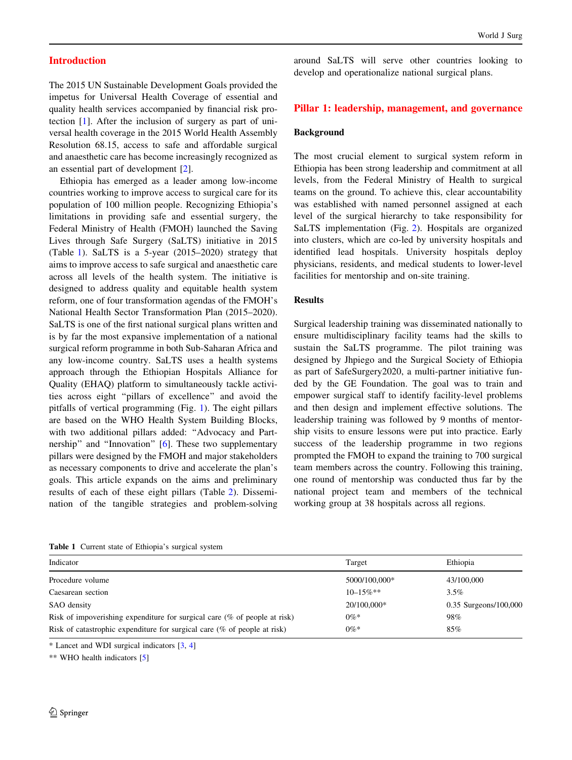## Introduction

The 2015 UN Sustainable Development Goals provided the impetus for Universal Health Coverage of essential and quality health services accompanied by financial risk protection [1]. After the inclusion of surgery as part of universal health coverage in the 2015 World Health Assembly Resolution 68.15, access to safe and affordable surgical and anaesthetic care has become increasingly recognized as an essential part of development [2].

Ethiopia has emerged as a leader among low-income countries working to improve access to surgical care for its population of 100 million people. Recognizing Ethiopia's limitations in providing safe and essential surgery, the Federal Ministry of Health (FMOH) launched the Saving Lives through Safe Surgery (SaLTS) initiative in 2015 (Table 1). SaLTS is a 5-year (2015–2020) strategy that aims to improve access to safe surgical and anaesthetic care across all levels of the health system. The initiative is designed to address quality and equitable health system reform, one of four transformation agendas of the FMOH's National Health Sector Transformation Plan (2015–2020). SaLTS is one of the first national surgical plans written and is by far the most expansive implementation of a national surgical reform programme in both Sub-Saharan Africa and any low-income country. SaLTS uses a health systems approach through the Ethiopian Hospitals Alliance for Quality (EHAQ) platform to simultaneously tackle activities across eight "pillars of excellence" and avoid the pitfalls of vertical programming (Fig. 1). The eight pillars are based on the WHO Health System Building Blocks, with two additional pillars added: "Advocacy and Partnership" and "Innovation" [6]. These two supplementary pillars were designed by the FMOH and major stakeholders as necessary components to drive and accelerate the plan's goals. This article expands on the aims and preliminary results of each of these eight pillars (Table 2). Dissemination of the tangible strategies and problem-solving around SaLTS will serve other countries looking to develop and operationalize national surgical plans.

## Pillar 1: leadership, management, and governance

### Background

The most crucial element to surgical system reform in Ethiopia has been strong leadership and commitment at all levels, from the Federal Ministry of Health to surgical teams on the ground. To achieve this, clear accountability was established with named personnel assigned at each level of the surgical hierarchy to take responsibility for SaLTS implementation (Fig. 2). Hospitals are organized into clusters, which are co-led by university hospitals and identified lead hospitals. University hospitals deploy physicians, residents, and medical students to lower-level facilities for mentorship and on-site training.

### Results

Surgical leadership training was disseminated nationally to ensure multidisciplinary facility teams had the skills to sustain the SaLTS programme. The pilot training was designed by Jhpiego and the Surgical Society of Ethiopia as part of SafeSurgery2020, a multi-partner initiative funded by the GE Foundation. The goal was to train and empower surgical staff to identify facility-level problems and then design and implement effective solutions. The leadership training was followed by 9 months of mentorship visits to ensure lessons were put into practice. Early success of the leadership programme in two regions prompted the FMOH to expand the training to 700 surgical team members across the country. Following this training, one round of mentorship was conducted thus far by the national project team and members of the technical working group at 38 hospitals across all regions.

**Table 1** Current state of Ethiopia's surgical system

| Indicator | Target | Ethiopia |
|---|---|---|
| Procedure volume | 5000/100,000* | 43/100,000 |
| Caesarean section | 10–15%** | 3.5% |
| SAO density | 20/100,000* | 0.35 Surgeons/100,000 |
| Risk of impoverishing expenditure for surgical care (% of people at risk) | 0%* | 98% |
| Risk of catastrophic expenditure for surgical care (% of people at risk) | 0%* | 85% |

\* Lancet and WDI surgical indicators [3, 4]

\** WHO health indicators [5]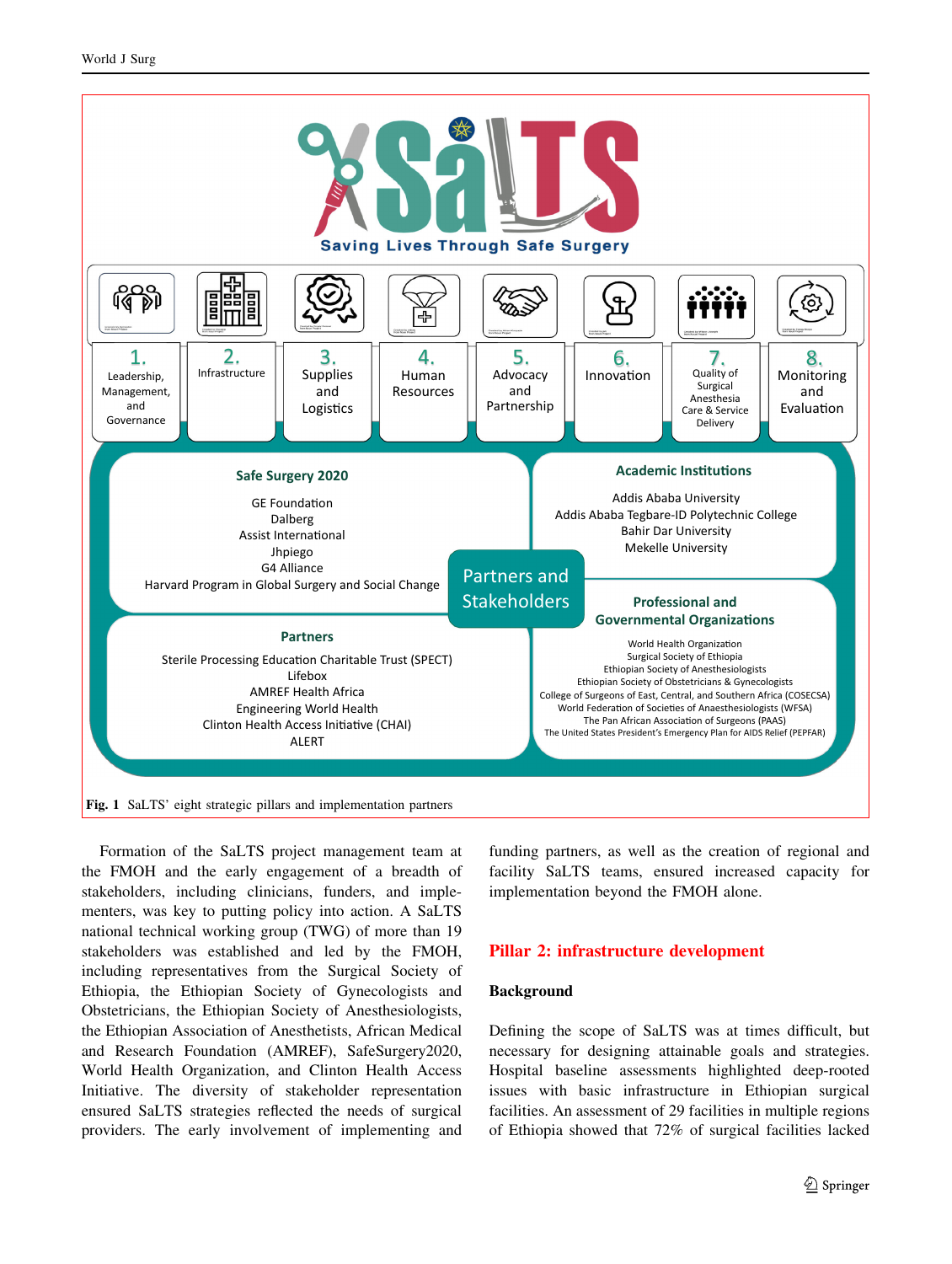Fig. 1 SaLTS' eight strategic pillars and implementation partners

Formation of the SaLTS project management team at the FMOH and the early engagement of a breadth of stakeholders, including clinicians, funders, and implementers, was key to putting policy into action. A SaLTS national technical working group (TWG) of more than 19 stakeholders was established and led by the FMOH, including representatives from the Surgical Society of Ethiopia, the Ethiopian Society of Gynecologists and Obstetricians, the Ethiopian Society of Anesthesiologists, the Ethiopian Association of Anesthetists, African Medical and Research Foundation (AMREF), SafeSurgery2020, World Health Organization, and Clinton Health Access Initiative. The diversity of stakeholder representation ensured SaLTS strategies reflected the needs of surgical providers. The early involvement of implementing and funding partners, as well as the creation of regional and facility SaLTS teams, ensured increased capacity for implementation beyond the FMOH alone.

## Pillar 2: infrastructure development

### Background

Defining the scope of SaLTS was at times difficult, but necessary for designing attainable goals and strategies. Hospital baseline assessments highlighted deep-rooted issues with basic infrastructure in Ethiopian surgical facilities. An assessment of 29 facilities in multiple regions of Ethiopia showed that 72% of surgical facilities lacked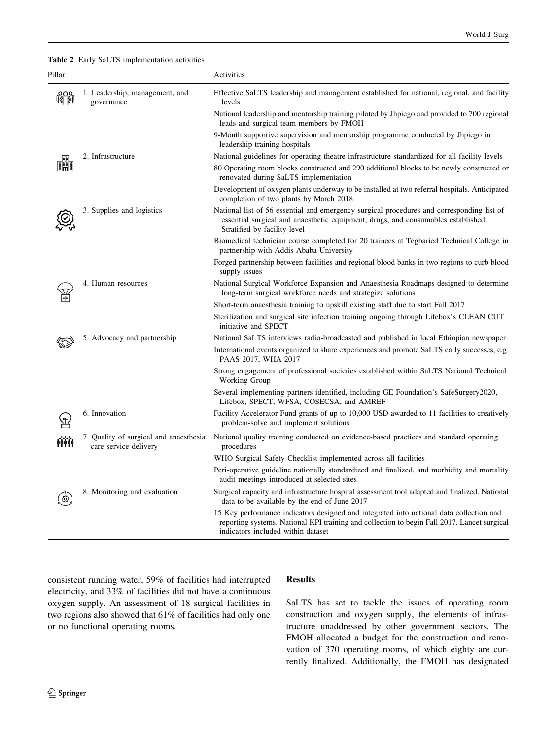**Table 2** Early SaLTS implementation activities

| Pillar | Activities |
|---|---|
| 1. Leadership, management, and governance | Effective SaLTS leadership and management established for national, regional, and facility levels |
| | National leadership and mentorship training piloted by Jhpiego and provided to 700 regional leads and surgical team members by FMOH |
| | 9-Month supportive supervision and mentorship programme conducted by Jhpiego in leadership training hospitals |
| 2. Infrastructure | National guidelines for operating theatre infrastructure standardized for all facility levels |
| | 80 Operating room blocks constructed and 290 additional blocks to be newly constructed or renovated during SaLTS implementation |
| | Development of oxygen plants underway to be installed at two referral hospitals. Anticipated completion of two plants by March 2018 |
| 3. Supplies and logistics | National list of 56 essential and emergency surgical procedures and corresponding list of essential surgical and anaesthetic equipment, drugs, and consumables established. Stratified by facility level |
| | Biomedical technician course completed for 20 trainees at Tegbaried Technical College in partnership with Addis Ababa University |
| | Forged partnership between facilities and regional blood banks in two regions to curb blood supply issues |
| 4. Human resources | National Surgical Workforce Expansion and Anaesthesia Roadmaps designed to determine long-term surgical workforce needs and strategize solutions |
| | Short-term anaesthesia training to upskill existing staff due to start Fall 2017 |
| | Sterilization and surgical site infection training ongoing through Lifebox's CLEAN CUT initiative and SPECT |
| 5. Advocacy and partnership | National SaLTS interviews radio-broadcasted and published in local Ethiopian newspaper |
| | International events organized to share experiences and promote SaLTS early successes, e.g. PAAS 2017, WHA 2017 |
| | Strong engagement of professional societies established within SaLTS National Technical Working Group |
| | Several implementing partners identified, including GE Foundation's SafeSurgery2020, Lifebox, SPECT, WFSA, COSECSA, and AMREF |
| 6. Innovation | Facility Accelerator Fund grants of up to 10,000 USD awarded to 11 facilities to creatively problem-solve and implement solutions |
| 7. Quality of surgical and anaesthesia care service delivery | National quality training conducted on evidence-based practices and standard operating procedures |
| | WHO Surgical Safety Checklist implemented across all facilities |
| | Peri-operative guideline nationally standardized and finalized, and morbidity and mortality audit meetings introduced at selected sites |
| 8. Monitoring and evaluation | Surgical capacity and infrastructure hospital assessment tool adapted and finalized. National data to be available by the end of June 2017 |
| | 15 Key performance indicators designed and integrated into national data collection and reporting systems. National KPI training and collection to begin Fall 2017. Lancet surgical indicators included within dataset |

consistent running water, 59% of facilities had interrupted electricity, and 33% of facilities did not have a continuous oxygen supply. An assessment of 18 surgical facilities in two regions also showed that 61% of facilities had only one or no functional operating rooms.

## Results

SaLTS has set to tackle the issues of operating room construction and oxygen supply, the elements of infrastructure unaddressed by other government sectors. The FMOH allocated a budget for the construction and renovation of 370 operating rooms, of which eighty are currently finalized. Additionally, the FMOH has designated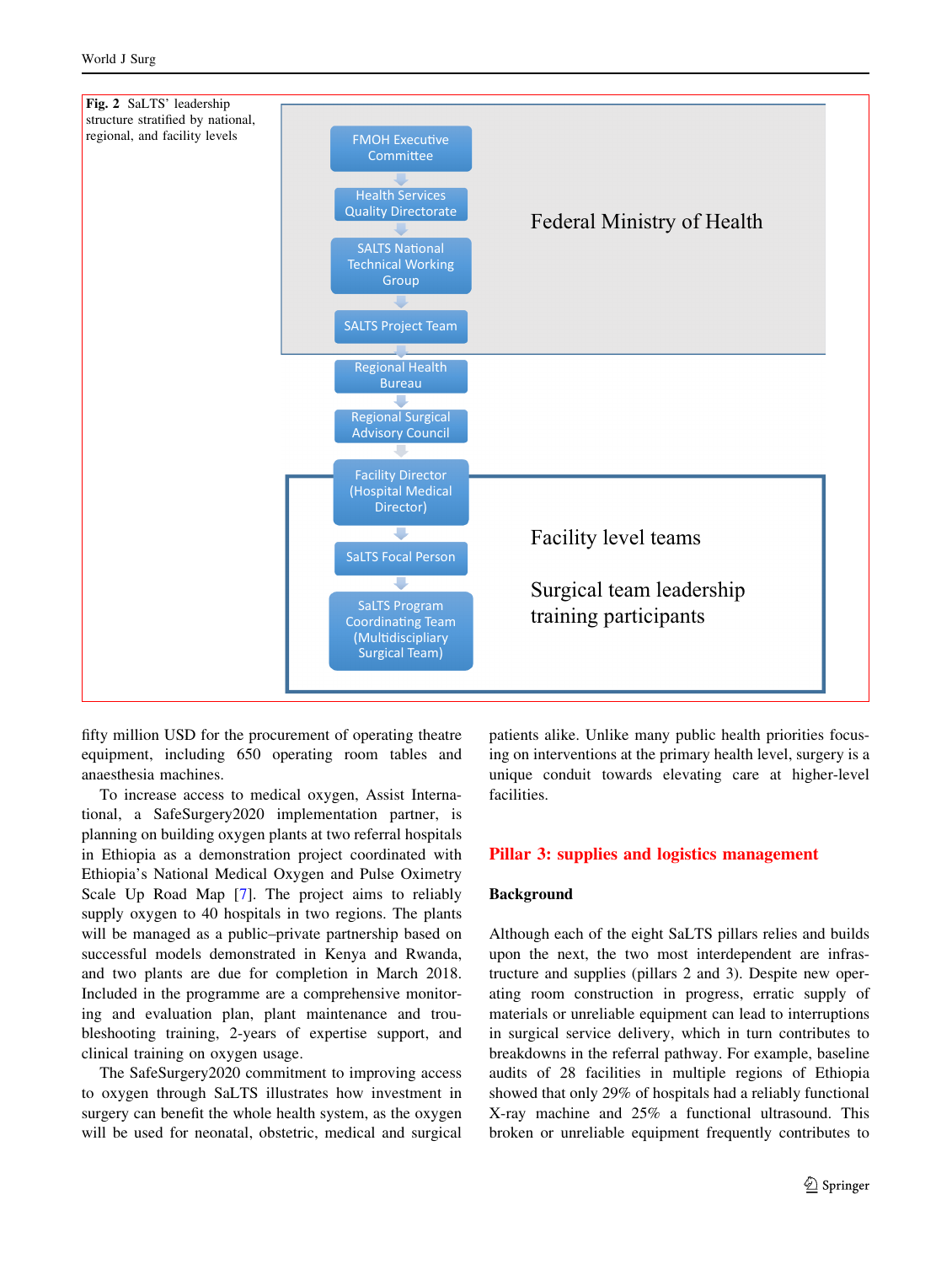**Fig. 2** SaLTS' leadership structure stratified by national, regional, and facility levels

Federal Ministry of Health

- FMOH Executive Committee
- Health Services Quality Directorate
- SALTS National Technical Working Group
- SALTS Project Team

- Regional Health Bureau
- Regional Surgical Advisory Council

Facility level teams

Surgical team leadership training participants

- Facility Director (Hospital Medical Director)
- SaLTS Focal Person
- SaLTS Program Coordinating Team (Multidiscipliary Surgical Team)

fifty million USD for the procurement of operating theatre equipment, including 650 operating room tables and anaesthesia machines.

To increase access to medical oxygen, Assist International, a SafeSurgery2020 implementation partner, is planning on building oxygen plants at two referral hospitals in Ethiopia as a demonstration project coordinated with Ethiopia's National Medical Oxygen and Pulse Oximetry Scale Up Road Map [7]. The project aims to reliably supply oxygen to 40 hospitals in two regions. The plants will be managed as a public–private partnership based on successful models demonstrated in Kenya and Rwanda, and two plants are due for completion in March 2018. Included in the programme are a comprehensive monitoring and evaluation plan, plant maintenance and troubleshooting training, 2-years of expertise support, and clinical training on oxygen usage.

The SafeSurgery2020 commitment to improving access to oxygen through SaLTS illustrates how investment in surgery can benefit the whole health system, as the oxygen will be used for neonatal, obstetric, medical and surgical patients alike. Unlike many public health priorities focusing on interventions at the primary health level, surgery is a unique conduit towards elevating care at higher-level facilities.

## Pillar 3: supplies and logistics management

### Background

Although each of the eight SaLTS pillars relies and builds upon the next, the two most interdependent are infrastructure and supplies (pillars 2 and 3). Despite new operating room construction in progress, erratic supply of materials or unreliable equipment can lead to interruptions in surgical service delivery, which in turn contributes to breakdowns in the referral pathway. For example, baseline audits of 28 facilities in multiple regions of Ethiopia showed that only 29% of hospitals had a reliably functional X-ray machine and 25% a functional ultrasound. This broken or unreliable equipment frequently contributes to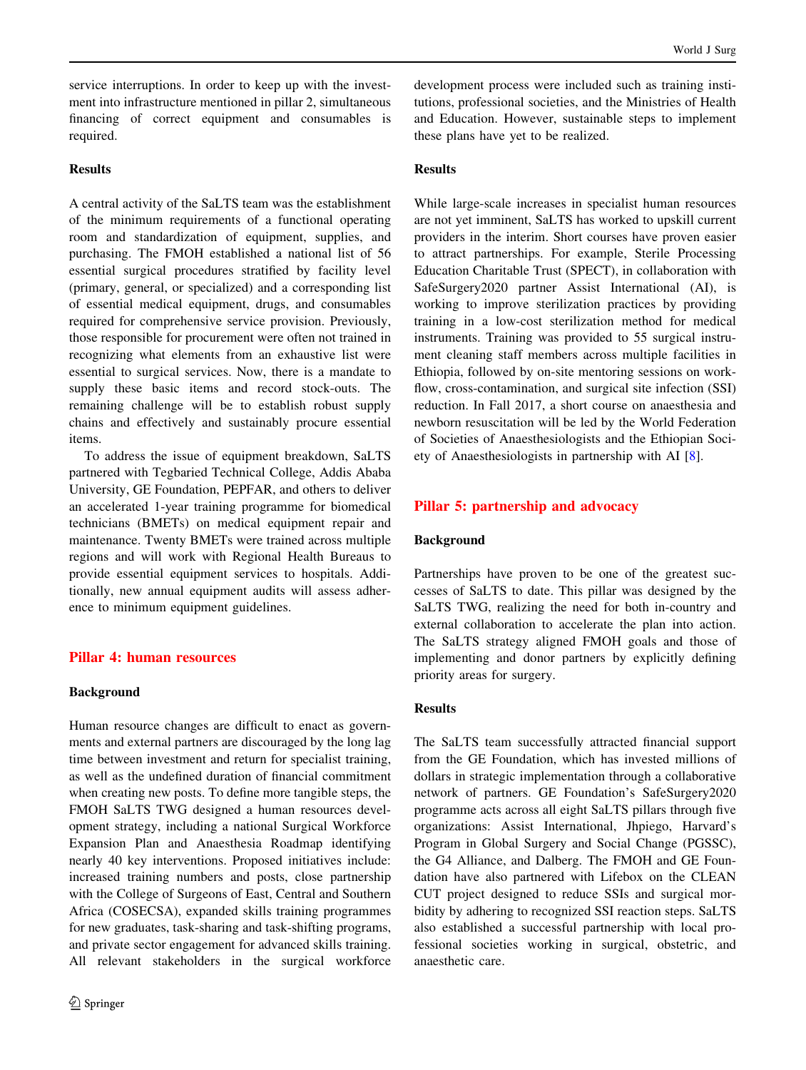service interruptions. In order to keep up with the investment into infrastructure mentioned in pillar 2, simultaneous financing of correct equipment and consumables is required.

### Results

A central activity of the SaLTS team was the establishment of the minimum requirements of a functional operating room and standardization of equipment, supplies, and purchasing. The FMOH established a national list of 56 essential surgical procedures stratified by facility level (primary, general, or specialized) and a corresponding list of essential medical equipment, drugs, and consumables required for comprehensive service provision. Previously, those responsible for procurement were often not trained in recognizing what elements from an exhaustive list were essential to surgical services. Now, there is a mandate to supply these basic items and record stock-outs. The remaining challenge will be to establish robust supply chains and effectively and sustainably procure essential items.

To address the issue of equipment breakdown, SaLTS partnered with Tegbaried Technical College, Addis Ababa University, GE Foundation, PEPFAR, and others to deliver an accelerated 1-year training programme for biomedical technicians (BMETs) on medical equipment repair and maintenance. Twenty BMETs were trained across multiple regions and will work with Regional Health Bureaus to provide essential equipment services to hospitals. Additionally, new annual equipment audits will assess adherence to minimum equipment guidelines.

## Pillar 4: human resources

### Background

Human resource changes are difficult to enact as governments and external partners are discouraged by the long lag time between investment and return for specialist training, as well as the undefined duration of financial commitment when creating new posts. To define more tangible steps, the FMOH SaLTS TWG designed a human resources development strategy, including a national Surgical Workforce Expansion Plan and Anaesthesia Roadmap identifying nearly 40 key interventions. Proposed initiatives include: increased training numbers and posts, close partnership with the College of Surgeons of East, Central and Southern Africa (COSECSA), expanded skills training programmes for new graduates, task-sharing and task-shifting programs, and private sector engagement for advanced skills training. All relevant stakeholders in the surgical workforce development process were included such as training institutions, professional societies, and the Ministries of Health and Education. However, sustainable steps to implement these plans have yet to be realized.

### Results

While large-scale increases in specialist human resources are not yet imminent, SaLTS has worked to upskill current providers in the interim. Short courses have proven easier to attract partnerships. For example, Sterile Processing Education Charitable Trust (SPECT), in collaboration with SafeSurgery2020 partner Assist International (AI), is working to improve sterilization practices by providing training in a low-cost sterilization method for medical instruments. Training was provided to 55 surgical instrument cleaning staff members across multiple facilities in Ethiopia, followed by on-site mentoring sessions on workflow, cross-contamination, and surgical site infection (SSI) reduction. In Fall 2017, a short course on anaesthesia and newborn resuscitation will be led by the World Federation of Societies of Anaesthesiologists and the Ethiopian Society of Anaesthesiologists in partnership with AI [8].

## Pillar 5: partnership and advocacy

### Background

Partnerships have proven to be one of the greatest successes of SaLTS to date. This pillar was designed by the SaLTS TWG, realizing the need for both in-country and external collaboration to accelerate the plan into action. The SaLTS strategy aligned FMOH goals and those of implementing and donor partners by explicitly defining priority areas for surgery.

### Results

The SaLTS team successfully attracted financial support from the GE Foundation, which has invested millions of dollars in strategic implementation through a collaborative network of partners. GE Foundation's SafeSurgery2020 programme acts across all eight SaLTS pillars through five organizations: Assist International, Jhpiego, Harvard's Program in Global Surgery and Social Change (PGSSC), the G4 Alliance, and Dalberg. The FMOH and GE Foundation have also partnered with Lifebox on the CLEAN CUT project designed to reduce SSIs and surgical morbidity by adhering to recognized SSI reaction steps. SaLTS also established a successful partnership with local professional societies working in surgical, obstetric, and anaesthetic care.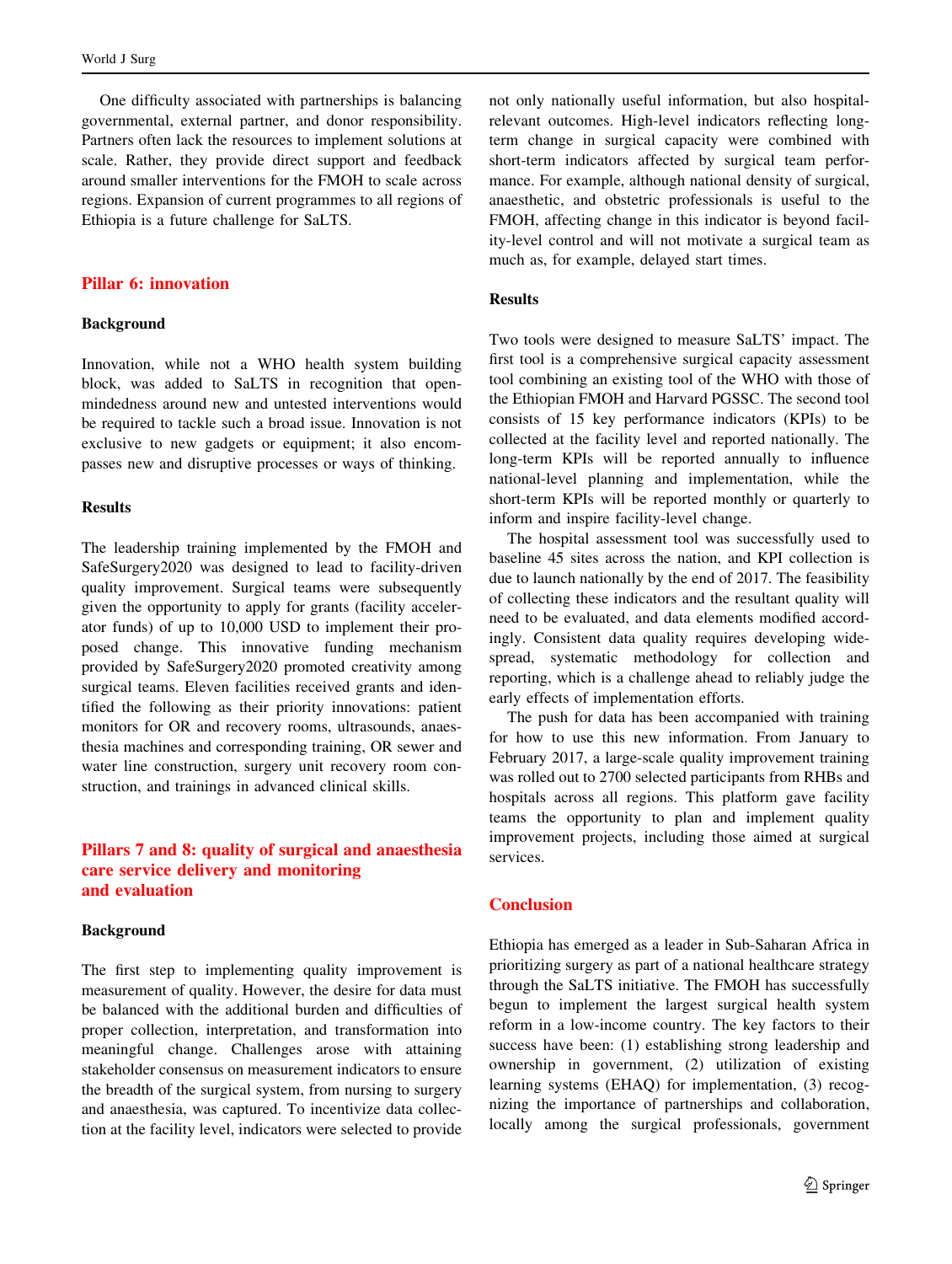One difficulty associated with partnerships is balancing governmental, external partner, and donor responsibility. Partners often lack the resources to implement solutions at scale. Rather, they provide direct support and feedback around smaller interventions for the FMOH to scale across regions. Expansion of current programmes to all regions of Ethiopia is a future challenge for SaLTS.

## Pillar 6: innovation

### Background

Innovation, while not a WHO health system building block, was added to SaLTS in recognition that open-mindedness around new and untested interventions would be required to tackle such a broad issue. Innovation is not exclusive to new gadgets or equipment; it also encompasses new and disruptive processes or ways of thinking.

### Results

The leadership training implemented by the FMOH and SafeSurgery2020 was designed to lead to facility-driven quality improvement. Surgical teams were subsequently given the opportunity to apply for grants (facility accelerator funds) of up to 10,000 USD to implement their proposed change. This innovative funding mechanism provided by SafeSurgery2020 promoted creativity among surgical teams. Eleven facilities received grants and identified the following as their priority innovations: patient monitors for OR and recovery rooms, ultrasounds, anaesthesia machines and corresponding training, OR sewer and water line construction, surgery unit recovery room construction, and trainings in advanced clinical skills.

## Pillars 7 and 8: quality of surgical and anaesthesia care service delivery and monitoring and evaluation

### Background

The first step to implementing quality improvement is measurement of quality. However, the desire for data must be balanced with the additional burden and difficulties of proper collection, interpretation, and transformation into meaningful change. Challenges arose with attaining stakeholder consensus on measurement indicators to ensure the breadth of the surgical system, from nursing to surgery and anaesthesia, was captured. To incentivize data collection at the facility level, indicators were selected to provide not only nationally useful information, but also hospital-relevant outcomes. High-level indicators reflecting long-term change in surgical capacity were combined with short-term indicators affected by surgical team performance. For example, although national density of surgical, anaesthetic, and obstetric professionals is useful to the FMOH, affecting change in this indicator is beyond facility-level control and will not motivate a surgical team as much as, for example, delayed start times.

### Results

Two tools were designed to measure SaLTS' impact. The first tool is a comprehensive surgical capacity assessment tool combining an existing tool of the WHO with those of the Ethiopian FMOH and Harvard PGSSC. The second tool consists of 15 key performance indicators (KPIs) to be collected at the facility level and reported nationally. The long-term KPIs will be reported annually to influence national-level planning and implementation, while the short-term KPIs will be reported monthly or quarterly to inform and inspire facility-level change.

The hospital assessment tool was successfully used to baseline 45 sites across the nation, and KPI collection is due to launch nationally by the end of 2017. The feasibility of collecting these indicators and the resultant quality will need to be evaluated, and data elements modified accordingly. Consistent data quality requires developing widespread, systematic methodology for collection and reporting, which is a challenge ahead to reliably judge the early effects of implementation efforts.

The push for data has been accompanied with training for how to use this new information. From January to February 2017, a large-scale quality improvement training was rolled out to 2700 selected participants from RHBs and hospitals across all regions. This platform gave facility teams the opportunity to plan and implement quality improvement projects, including those aimed at surgical services.

## Conclusion

Ethiopia has emerged as a leader in Sub-Saharan Africa in prioritizing surgery as part of a national healthcare strategy through the SaLTS initiative. The FMOH has successfully begun to implement the largest surgical health system reform in a low-income country. The key factors to their success have been: (1) establishing strong leadership and ownership in government, (2) utilization of existing learning systems (EHAQ) for implementation, (3) recognizing the importance of partnerships and collaboration, locally among the surgical professionals, government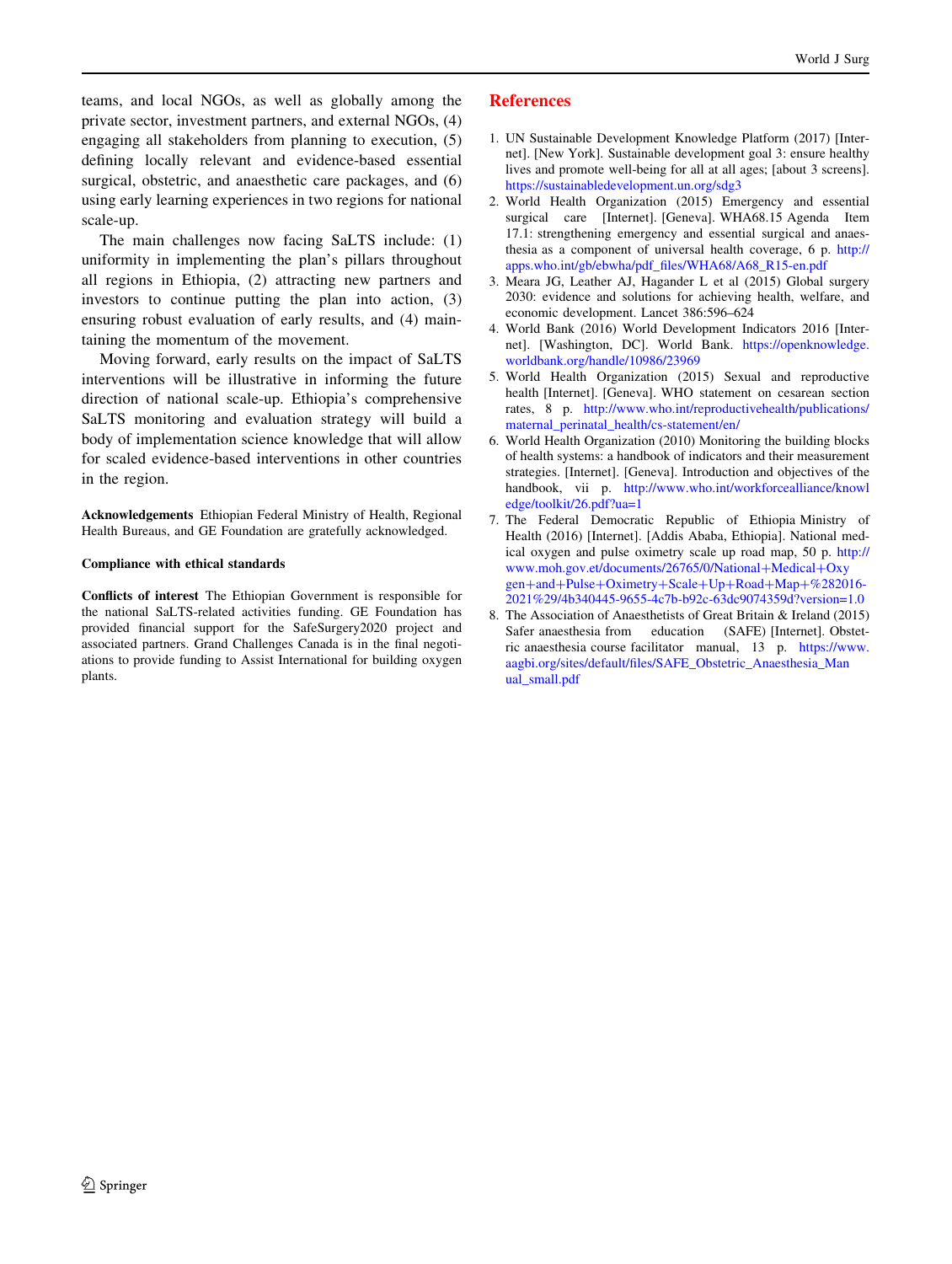teams, and local NGOs, as well as globally among the private sector, investment partners, and external NGOs, (4) engaging all stakeholders from planning to execution, (5) defining locally relevant and evidence-based essential surgical, obstetric, and anaesthetic care packages, and (6) using early learning experiences in two regions for national scale-up.

The main challenges now facing SaLTS include: (1) uniformity in implementing the plan's pillars throughout all regions in Ethiopia, (2) attracting new partners and investors to continue putting the plan into action, (3) ensuring robust evaluation of early results, and (4) maintaining the momentum of the movement.

Moving forward, early results on the impact of SaLTS interventions will be illustrative in informing the future direction of national scale-up. Ethiopia's comprehensive SaLTS monitoring and evaluation strategy will build a body of implementation science knowledge that will allow for scaled evidence-based interventions in other countries in the region.

**Acknowledgements** Ethiopian Federal Ministry of Health, Regional Health Bureaus, and GE Foundation are gratefully acknowledged.

**Compliance with ethical standards**

**Conflicts of interest** The Ethiopian Government is responsible for the national SaLTS-related activities funding. GE Foundation has provided financial support for the SafeSurgery2020 project and associated partners. Grand Challenges Canada is in the final negotiations to provide funding to Assist International for building oxygen plants.

## References

1. UN Sustainable Development Knowledge Platform (2017) [Internet]. [New York]. Sustainable development goal 3: ensure healthy lives and promote well-being for all at all ages; [about 3 screens]. https://sustainabledevelopment.un.org/sdg3
2. World Health Organization (2015) Emergency and essential surgical care [Internet]. [Geneva]. WHA68.15 Agenda Item 17.1: strengthening emergency and essential surgical and anaesthesia as a component of universal health coverage, 6 p. http://apps.who.int/gb/ebwha/pdf_files/WHA68/A68_R15-en.pdf
3. Meara JG, Leather AJ, Hagander L et al (2015) Global surgery 2030: evidence and solutions for achieving health, welfare, and economic development. Lancet 386:596–624
4. World Bank (2016) World Development Indicators 2016 [Internet]. [Washington, DC]. World Bank. https://openknowledge.worldbank.org/handle/10986/23969
5. World Health Organization (2015) Sexual and reproductive health [Internet]. [Geneva]. WHO statement on cesarean section rates, 8 p. http://www.who.int/reproductivehealth/publications/maternal_perinatal_health/cs-statement/en/
6. World Health Organization (2010) Monitoring the building blocks of health systems: a handbook of indicators and their measurement strategies. [Internet]. [Geneva]. Introduction and objectives of the handbook, vii p. http://www.who.int/workforcealliance/knowledge/toolkit/26.pdf?ua=1
7. The Federal Democratic Republic of Ethiopia Ministry of Health (2016) [Internet]. [Addis Ababa, Ethiopia]. National medical oxygen and pulse oximetry scale up road map, 50 p. http://www.moh.gov.et/documents/26765/0/National+Medical+Oxygen+and+Pulse+Oximetry+Scale+Up+Road+Map+%282016-2021%29/4b340445-9655-4c7b-b92c-63dc9074359d?version=1.0
8. The Association of Anaesthetists of Great Britain & Ireland (2015) Safer anaesthesia from education (SAFE) [Internet]. Obstetric anaesthesia course facilitator manual, 13 p. https://www.aagbi.org/sites/default/files/SAFE_Obstetric_Anaesthesia_Manual_small.pdf